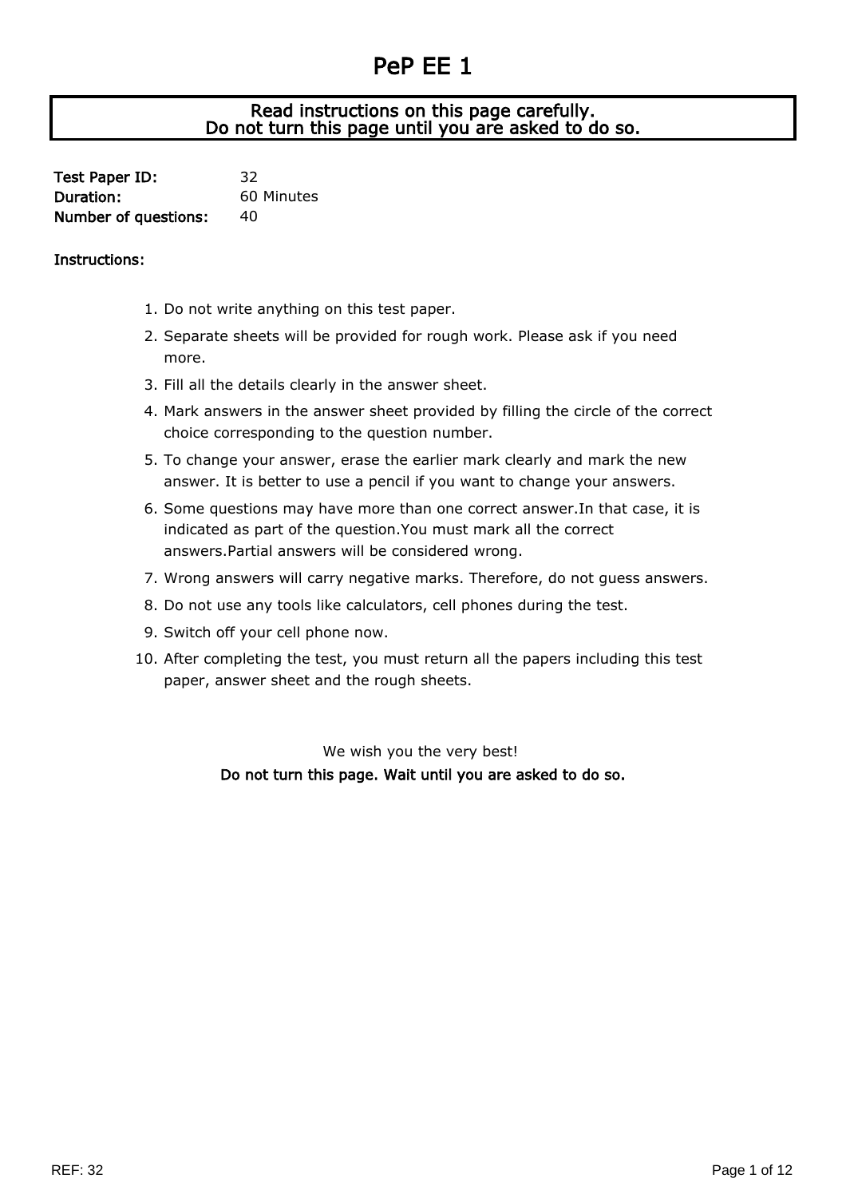# PeP EE 1

**Read instructions on this page carefully.**
**Do not turn this page until you are asked to do so.**

**Test Paper ID:** 32
**Duration:** 60 Minutes
**Number of questions:** 40

**Instructions:**

1. Do not write anything on this test paper.
2. Separate sheets will be provided for rough work. Please ask if you need more.
3. Fill all the details clearly in the answer sheet.
4. Mark answers in the answer sheet provided by filling the circle of the correct choice corresponding to the question number.
5. To change your answer, erase the earlier mark clearly and mark the new answer. It is better to use a pencil if you want to change your answers.
6. Some questions may have more than one correct answer.In that case, it is indicated as part of the question.You must mark all the correct answers.Partial answers will be considered wrong.
7. Wrong answers will carry negative marks. Therefore, do not guess answers.
8. Do not use any tools like calculators, cell phones during the test.
9. Switch off your cell phone now.
10. After completing the test, you must return all the papers including this test paper, answer sheet and the rough sheets.

We wish you the very best!

**Do not turn this page. Wait until you are asked to do so.**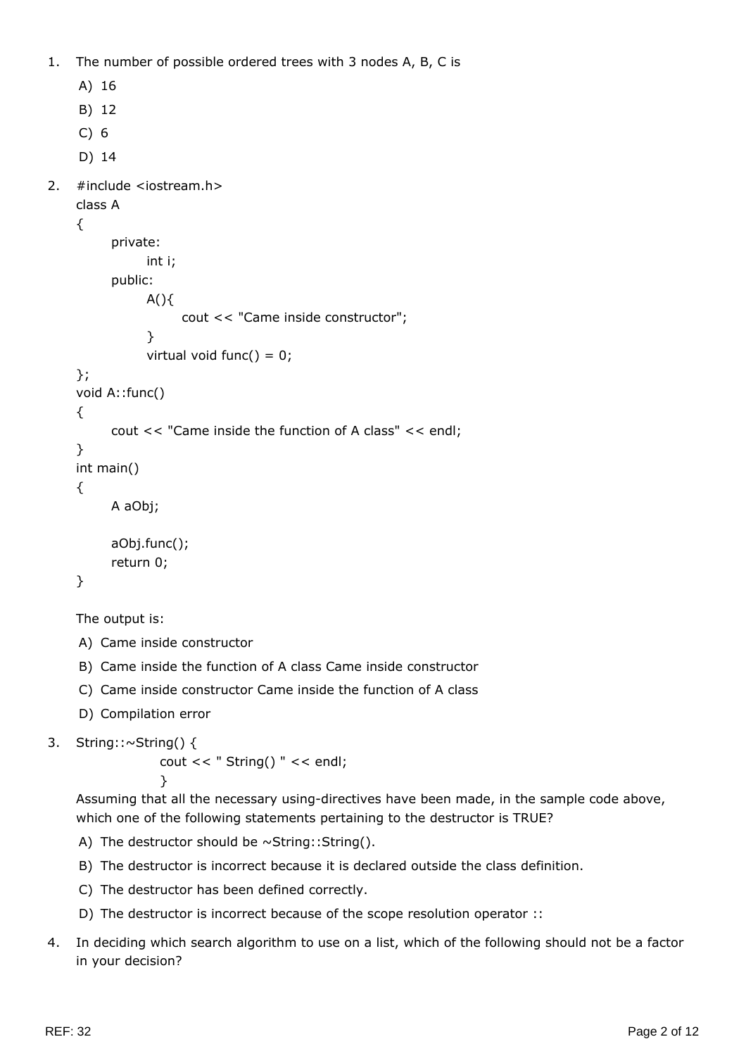1. The number of possible ordered trees with 3 nodes A, B, C is

   A) 16

   B) 12

   C) 6

   D) 14

2. 
```
#include <iostream.h>
class A
{
      private:
            int i;
      public:
            A(){
                  cout << "Came inside constructor";
            }
            virtual void func() = 0;
};
void A::func()
{
      cout << "Came inside the function of A class" << endl;
}
int main()
{
      A aObj;

      aObj.func();
      return 0;
}
```

   The output is:

   A) Came inside constructor

   B) Came inside the function of A class Came inside constructor

   C) Came inside constructor Came inside the function of A class

   D) Compilation error

3. 
```
String::~String() {
              cout << " String() " << endl;
              }
```

   Assuming that all the necessary using-directives have been made, in the sample code above, which one of the following statements pertaining to the destructor is TRUE?

   A) The destructor should be ~String::String().

   B) The destructor is incorrect because it is declared outside the class definition.

   C) The destructor has been defined correctly.

   D) The destructor is incorrect because of the scope resolution operator ::

4. In deciding which search algorithm to use on a list, which of the following should not be a factor in your decision?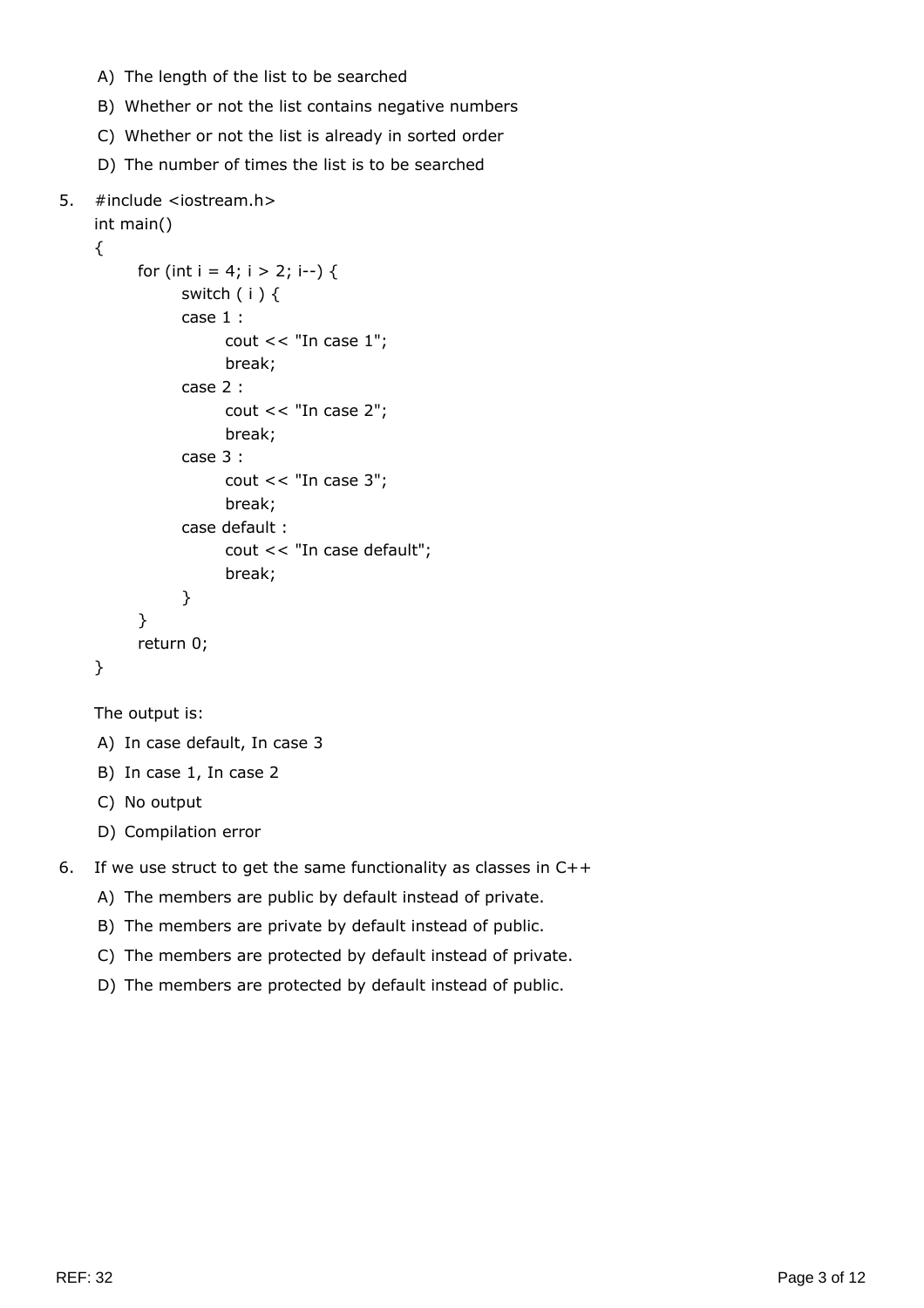A) The length of the list to be searched

B) Whether or not the list contains negative numbers

C) Whether or not the list is already in sorted order

D) The number of times the list is to be searched

5.

```
#include <iostream.h>
int main()
{
      for (int i = 4; i > 2; i--) {
            switch ( i ) {
            case 1 :
                  cout << "In case 1";
                  break;
            case 2 :
                  cout << "In case 2";
                  break;
            case 3 :
                  cout << "In case 3";
                  break;
            case default :
                  cout << "In case default";
                  break;
            }
      }
      return 0;
}
```

The output is:

A) In case default, In case 3

B) In case 1, In case 2

C) No output

D) Compilation error

6. If we use struct to get the same functionality as classes in C++

A) The members are public by default instead of private.

B) The members are private by default instead of public.

C) The members are protected by default instead of private.

D) The members are protected by default instead of public.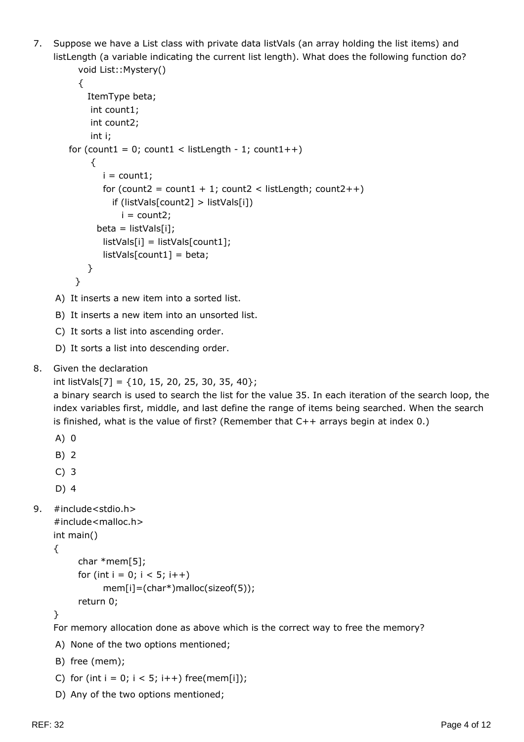7. Suppose we have a List class with private data listVals (an array holding the list items) and listLength (a variable indicating the current list length). What does the following function do?

```
void List::Mystery()
{
   ItemType beta;
   int count1;
   int count2;
   int i;
for (count1 = 0; count1 < listLength - 1; count1++)
   {
      i = count1;
      for (count2 = count1 + 1; count2 < listLength; count2++)
         if (listVals[count2] > listVals[i])
            i = count2;
     beta = listVals[i];
      listVals[i] = listVals[count1];
      listVals[count1] = beta;
   }
}
```

A) It inserts a new item into a sorted list.

B) It inserts a new item into an unsorted list.

C) It sorts a list into ascending order.

D) It sorts a list into descending order.

8. Given the declaration

int listVals[7] = {10, 15, 20, 25, 30, 35, 40};

a binary search is used to search the list for the value 35. In each iteration of the search loop, the index variables first, middle, and last define the range of items being searched. When the search is finished, what is the value of first? (Remember that C++ arrays begin at index 0.)

A) 0

B) 2

C) 3

D) 4

9. 
```
#include<stdio.h>
#include<malloc.h>
int main()
{
     char *mem[5];
     for (int i = 0; i < 5; i++)
          mem[i]=(char*)malloc(sizeof(5));
     return 0;
}
```

For memory allocation done as above which is the correct way to free the memory?

A) None of the two options mentioned;

B) free (mem);

C) for (int i = 0; i < 5; i++) free(mem[i]);

D) Any of the two options mentioned;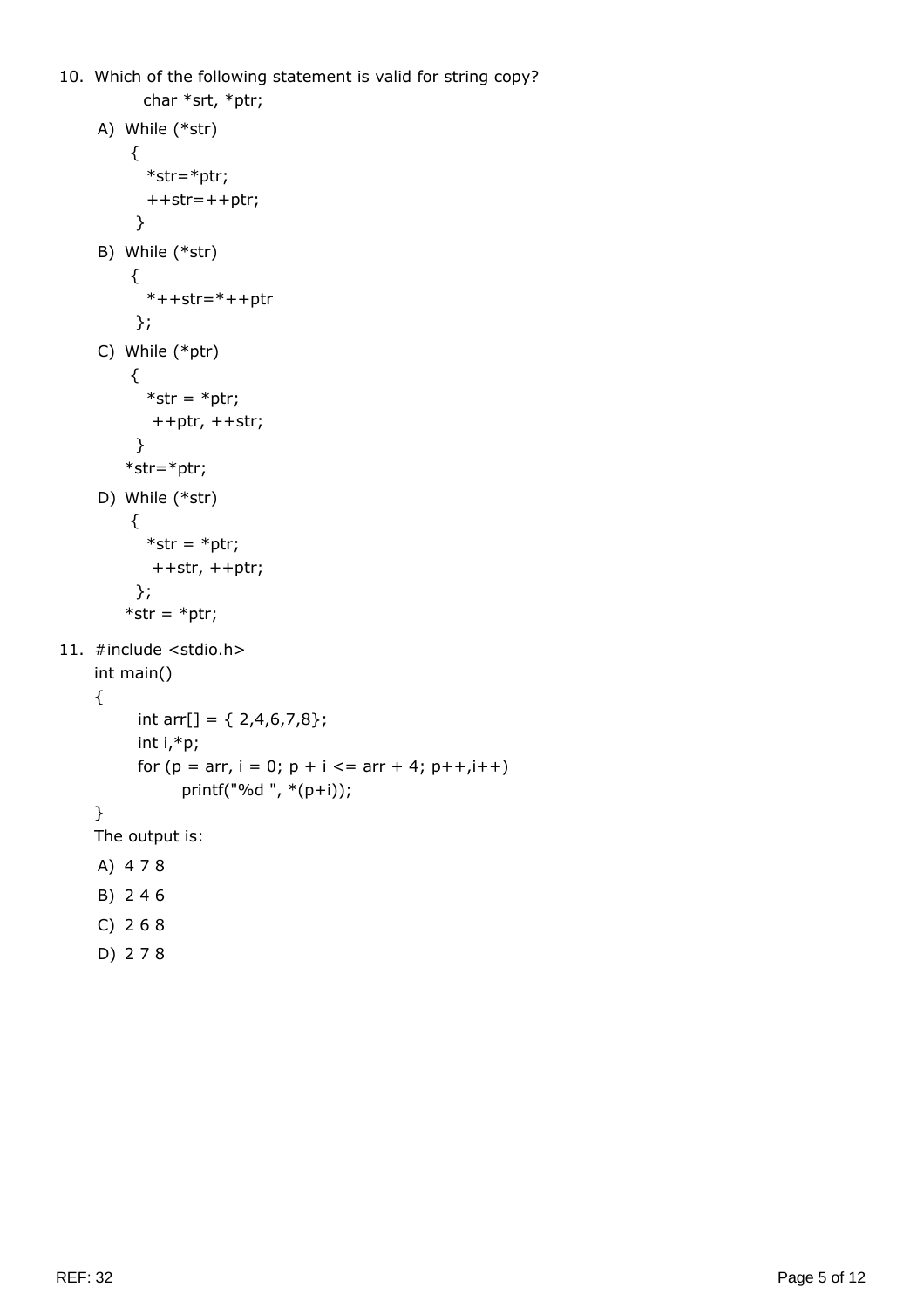10. Which of the following statement is valid for string copy?

```
char *srt, *ptr;
```

A)
```
While (*str)
{
  *str=*ptr;
  ++str=++ptr;
}
```

B)
```
While (*str)
{
  *++str=*++ptr
};
```

C)
```
While (*ptr)
{
  *str = *ptr;
   ++ptr, ++str;
}
*str=*ptr;
```

D)
```
While (*str)
{
  *str = *ptr;
   ++str, ++ptr;
};
*str = *ptr;
```

11.
```
#include <stdio.h>
int main()
{
      int arr[] = { 2,4,6,7,8};
      int i,*p;
      for (p = arr, i = 0; p + i <= arr + 4; p++,i++)
            printf("%d ", *(p+i));
}
```

The output is:

A) 4 7 8

B) 2 4 6

C) 2 6 8

D) 2 7 8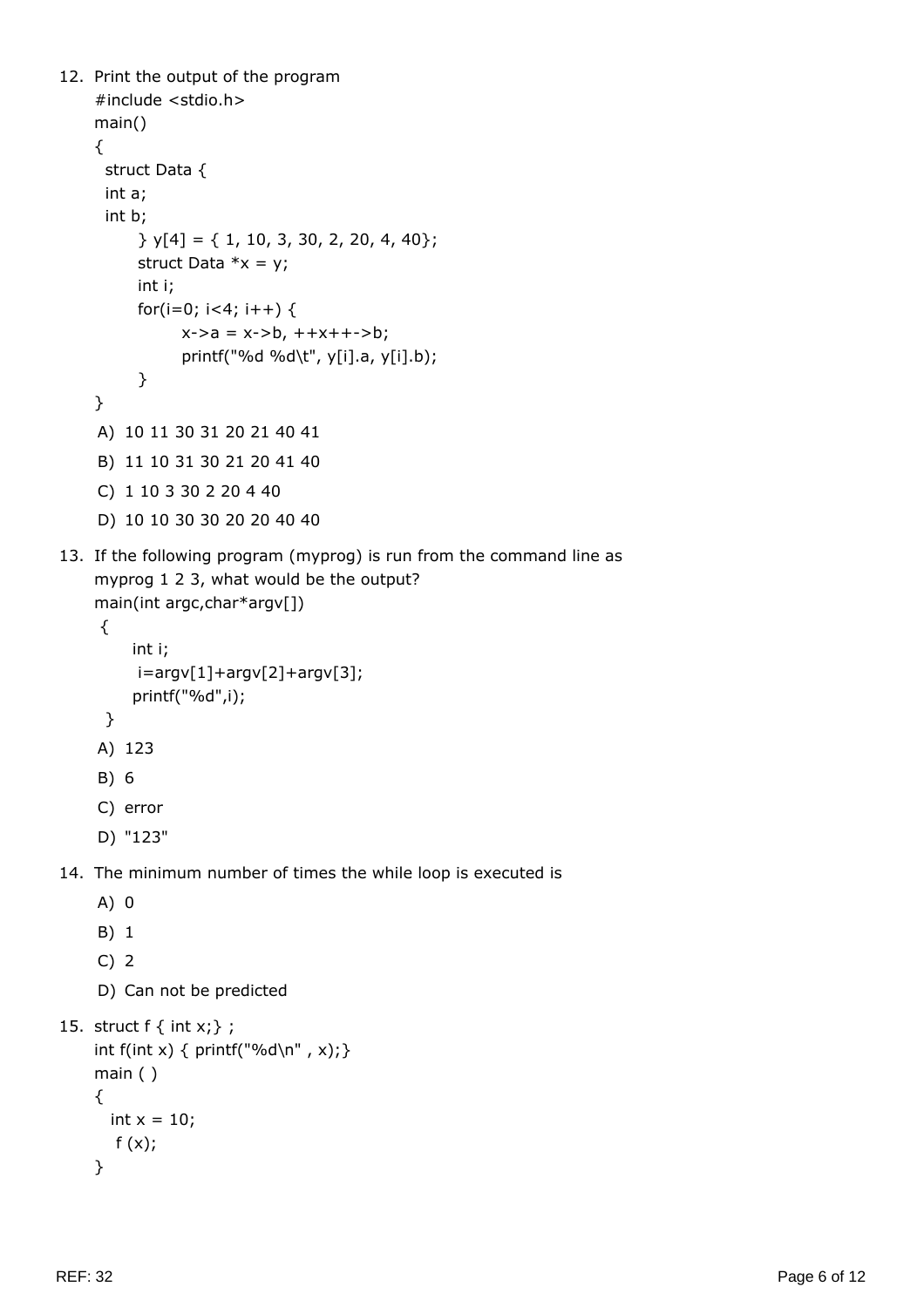12. Print the output of the program

```
#include <stdio.h>
main()
{
  struct Data {
  int a;
  int b;
      } y[4] = { 1, 10, 3, 30, 2, 20, 4, 40};
      struct Data *x = y;
      int i;
      for(i=0; i<4; i++) {
            x->a = x->b, ++x++->b;
            printf("%d %d\t", y[i].a, y[i].b);
      }
}
```

A) 10 11 30 31 20 21 40 41

B) 11 10 31 30 21 20 41 40

C) 1 10 3 30 2 20 4 40

D) 10 10 30 30 20 20 40 40

13. If the following program (myprog) is run from the command line as myprog 1 2 3, what would be the output?

```
main(int argc,char*argv[])
 {
     int i;
      i=argv[1]+argv[2]+argv[3];
     printf("%d",i);
  }
```

A) 123

B) 6

C) error

D) "123"

14. The minimum number of times the while loop is executed is

A) 0

B) 1

C) 2

D) Can not be predicted

15. struct f { int x;} ;

```
int f(int x) { printf("%d\n" , x);}
main ( )
{
   int x = 10;
    f (x);
}
```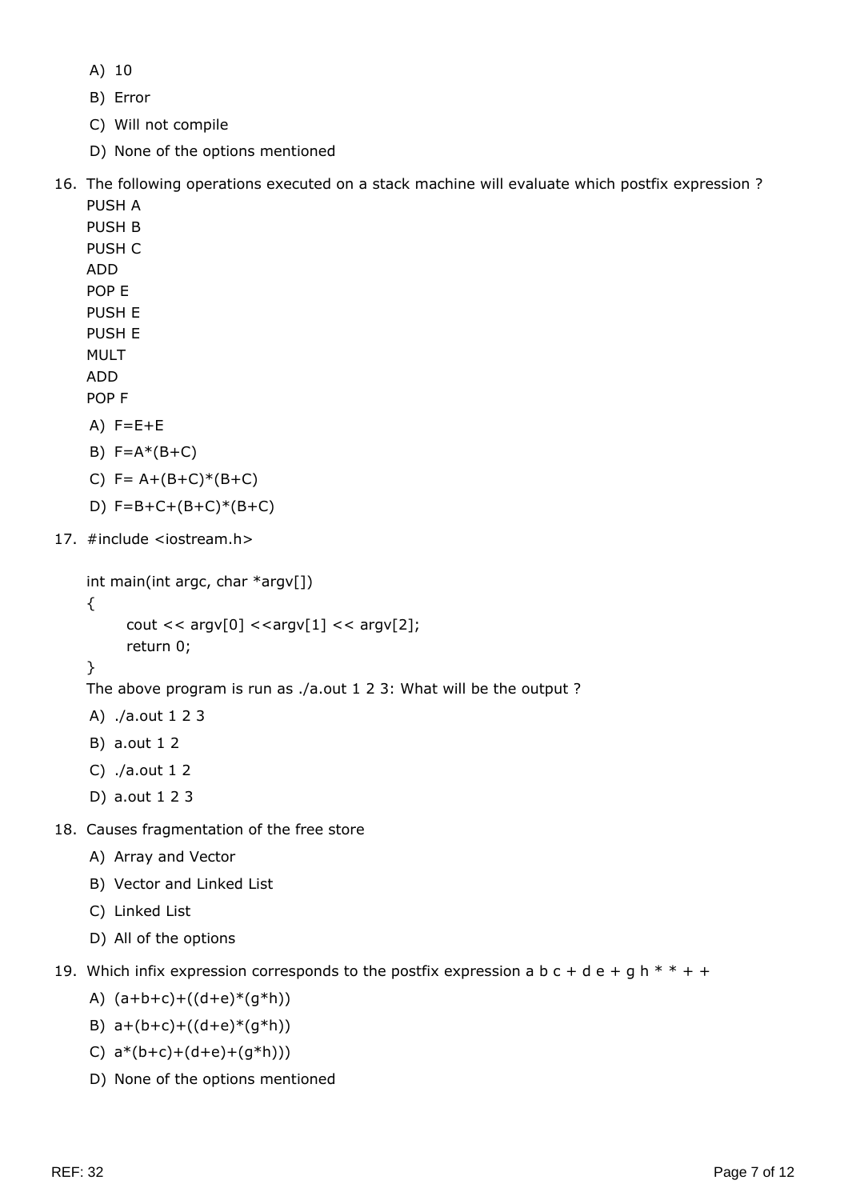A) 10

B) Error

C) Will not compile

D) None of the options mentioned

16. The following operations executed on a stack machine will evaluate which postfix expression ?

```
PUSH A
PUSH B
PUSH C
ADD
POP E
PUSH E
PUSH E
MULT
ADD
POP F
```

A) F=E+E

B) F=A*(B+C)

C) F= A+(B+C)*(B+C)

D) F=B+C+(B+C)*(B+C)

17. #include <iostream.h>

```
int main(int argc, char *argv[])
{
      cout << argv[0] <<argv[1] << argv[2];
      return 0;
}
```

The above program is run as ./a.out 1 2 3: What will be the output ?

A) ./a.out 1 2 3

B) a.out 1 2

C) ./a.out 1 2

D) a.out 1 2 3

18. Causes fragmentation of the free store

A) Array and Vector

B) Vector and Linked List

C) Linked List

D) All of the options

19. Which infix expression corresponds to the postfix expression a b c + d e + g h * * + +

A) (a+b+c)+((d+e)*(g*h))

B) a+(b+c)+((d+e)*(g*h))

C) a*(b+c)+(d+e)+(g*h)))

D) None of the options mentioned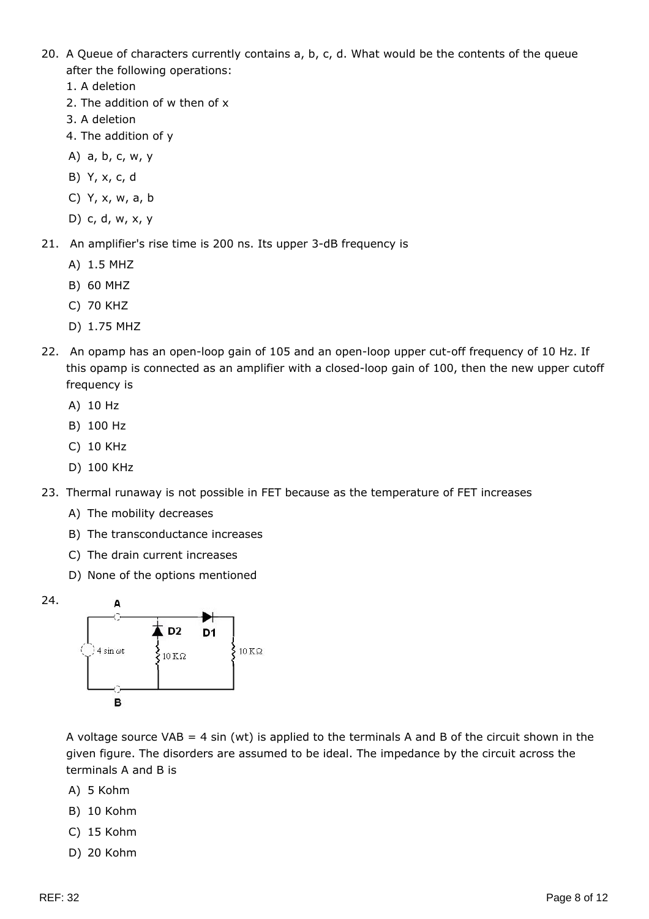20. A Queue of characters currently contains a, b, c, d. What would be the contents of the queue after the following operations:
    1. A deletion
    2. The addition of w then of x
    3. A deletion
    4. The addition of y

    A) a, b, c, w, y

    B) Y, x, c, d

    C) Y, x, w, a, b

    D) c, d, w, x, y

21. An amplifier's rise time is 200 ns. Its upper 3-dB frequency is

    A) 1.5 MHZ

    B) 60 MHZ

    C) 70 KHZ

    D) 1.75 MHZ

22. An opamp has an open-loop gain of 105 and an open-loop upper cut-off frequency of 10 Hz. If this opamp is connected as an amplifier with a closed-loop gain of 100, then the new upper cutoff frequency is

    A) 10 Hz

    B) 100 Hz

    C) 10 KHz

    D) 100 KHz

23. Thermal runaway is not possible in FET because as the temperature of FET increases

    A) The mobility decreases

    B) The transconductance increases

    C) The drain current increases

    D) None of the options mentioned

24. A voltage source VAB = 4 sin (wt) is applied to the terminals A and B of the circuit shown in the given figure. The disorders are assumed to be ideal. The impedance by the circuit across the terminals A and B is

    A) 5 Kohm

    B) 10 Kohm

    C) 15 Kohm

    D) 20 Kohm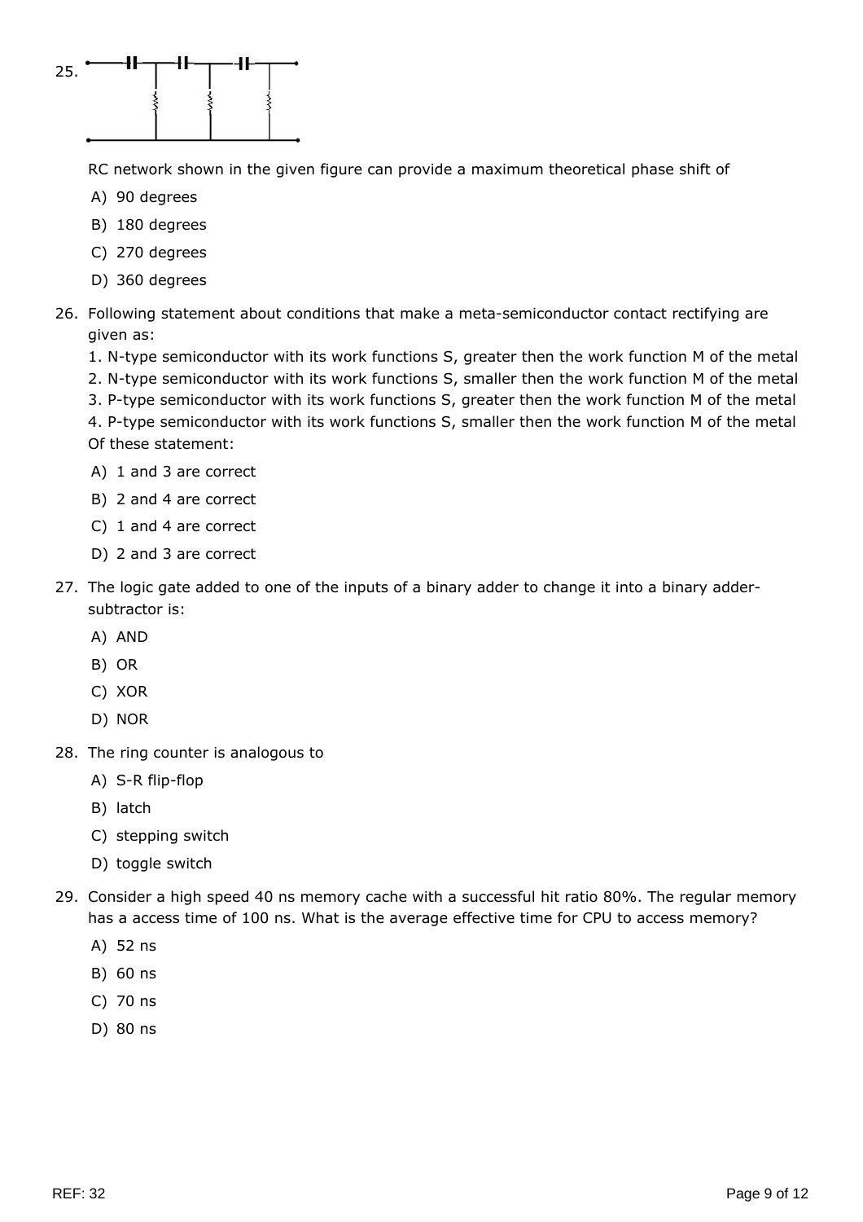25. 

RC network shown in the given figure can provide a maximum theoretical phase shift of

A) 90 degrees

B) 180 degrees

C) 270 degrees

D) 360 degrees

26. Following statement about conditions that make a meta-semiconductor contact rectifying are given as:

1. N-type semiconductor with its work functions S, greater then the work function M of the metal
2. N-type semiconductor with its work functions S, smaller then the work function M of the metal
3. P-type semiconductor with its work functions S, greater then the work function M of the metal
4. P-type semiconductor with its work functions S, smaller then the work function M of the metal

Of these statement:

A) 1 and 3 are correct

B) 2 and 4 are correct

C) 1 and 4 are correct

D) 2 and 3 are correct

27. The logic gate added to one of the inputs of a binary adder to change it into a binary adder-subtractor is:

A) AND

B) OR

C) XOR

D) NOR

28. The ring counter is analogous to

A) S-R flip-flop

B) latch

C) stepping switch

D) toggle switch

29. Consider a high speed 40 ns memory cache with a successful hit ratio 80%. The regular memory has a access time of 100 ns. What is the average effective time for CPU to access memory?

A) 52 ns

B) 60 ns

C) 70 ns

D) 80 ns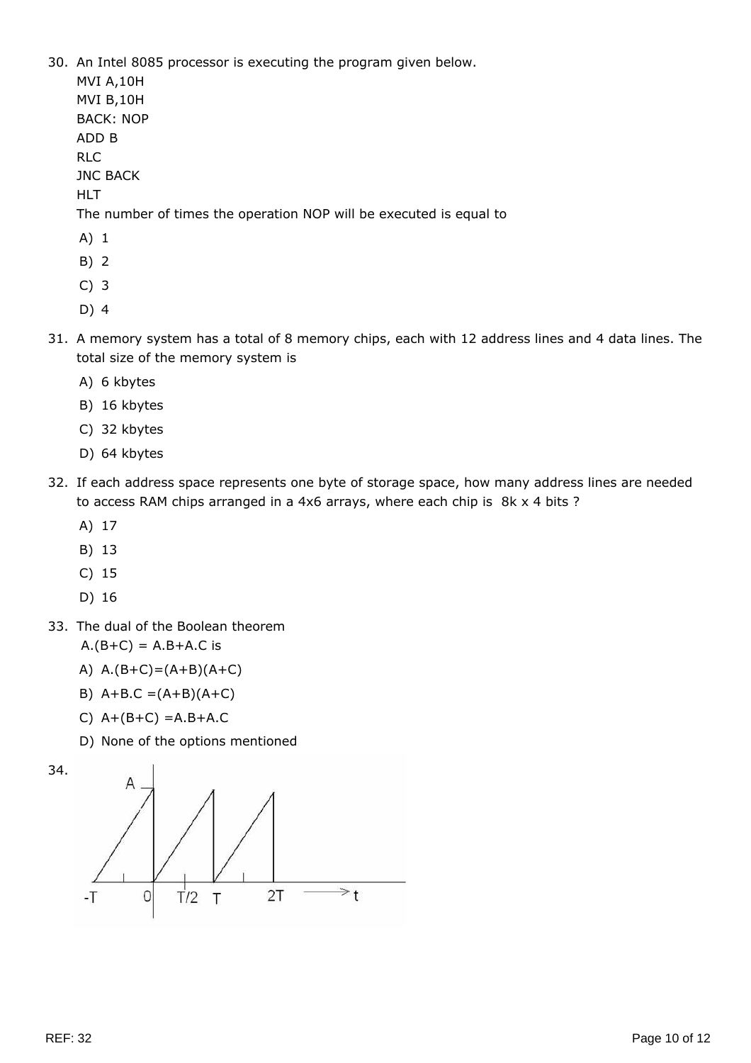30. An Intel 8085 processor is executing the program given below.

```
MVI A,10H
MVI B,10H
BACK: NOP
ADD B
RLC
JNC BACK
HLT
```

The number of times the operation NOP will be executed is equal to

A) 1

B) 2

C) 3

D) 4

31. A memory system has a total of 8 memory chips, each with 12 address lines and 4 data lines. The total size of the memory system is

A) 6 kbytes

B) 16 kbytes

C) 32 kbytes

D) 64 kbytes

32. If each address space represents one byte of storage space, how many address lines are needed to access RAM chips arranged in a 4x6 arrays, where each chip is 8k x 4 bits ?

A) 17

B) 13

C) 15

D) 16

33. The dual of the Boolean theorem
A.(B+C) = A.B+A.C is

A) A.(B+C)=(A+B)(A+C)

B) A+B.C =(A+B)(A+C)

C) A+(B+C) =A.B+A.C

D) None of the options mentioned

34.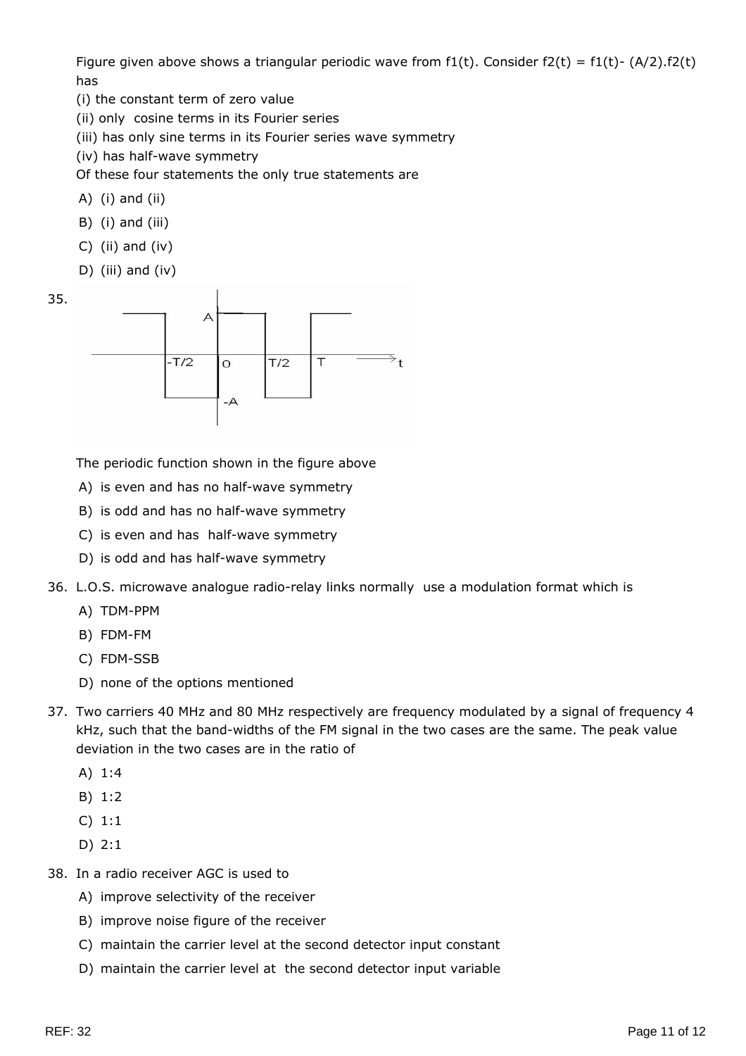Figure given above shows a triangular periodic wave from f1(t). Consider f2(t) = f1(t)- (A/2).f2(t) has

(i) the constant term of zero value

(ii) only cosine terms in its Fourier series

(iii) has only sine terms in its Fourier series wave symmetry

(iv) has half-wave symmetry

Of these four statements the only true statements are

- A) (i) and (ii)
- B) (i) and (iii)
- C) (ii) and (iv)
- D) (iii) and (iv)

35.

The periodic function shown in the figure above

- A) is even and has no half-wave symmetry
- B) is odd and has no half-wave symmetry
- C) is even and has half-wave symmetry
- D) is odd and has half-wave symmetry

36. L.O.S. microwave analogue radio-relay links normally use a modulation format which is

- A) TDM-PPM
- B) FDM-FM
- C) FDM-SSB
- D) none of the options mentioned

37. Two carriers 40 MHz and 80 MHz respectively are frequency modulated by a signal of frequency 4 kHz, such that the band-widths of the FM signal in the two cases are the same. The peak value deviation in the two cases are in the ratio of

- A) 1:4
- B) 1:2
- C) 1:1
- D) 2:1

38. In a radio receiver AGC is used to

- A) improve selectivity of the receiver
- B) improve noise figure of the receiver
- C) maintain the carrier level at the second detector input constant
- D) maintain the carrier level at the second detector input variable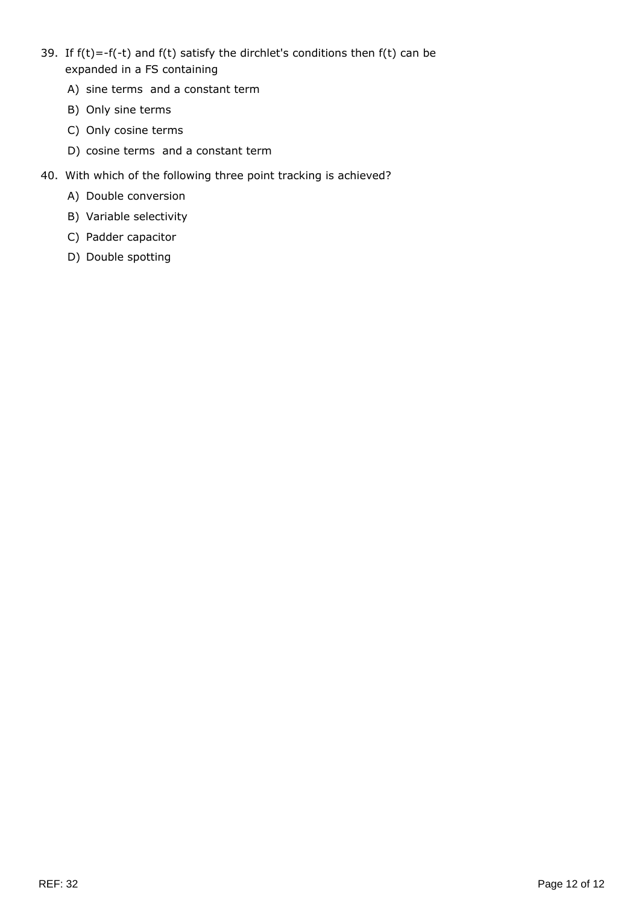39. If $f(t)=-f(-t)$ and $f(t)$ satisfy the dirchlet's conditions then $f(t)$ can be expanded in a FS containing
    A) sine terms and a constant term
    B) Only sine terms
    C) Only cosine terms
    D) cosine terms and a constant term

40. With which of the following three point tracking is achieved?
    A) Double conversion
    B) Variable selectivity
    C) Padder capacitor
    D) Double spotting